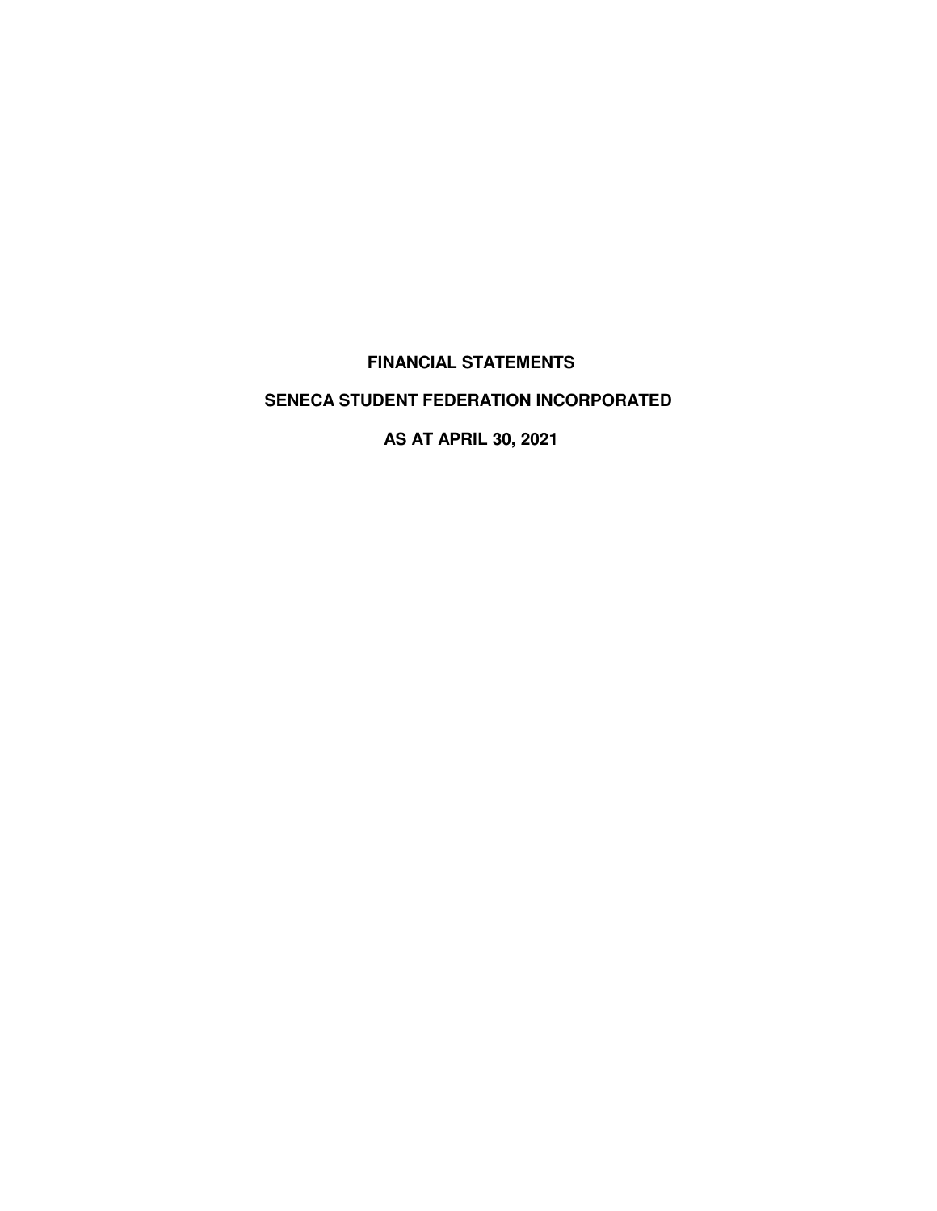# FINANCIAL STATEMENTS

## SENECA STUDENT FEDERATION INCORPORATED

## AS AT APRIL 30, 2021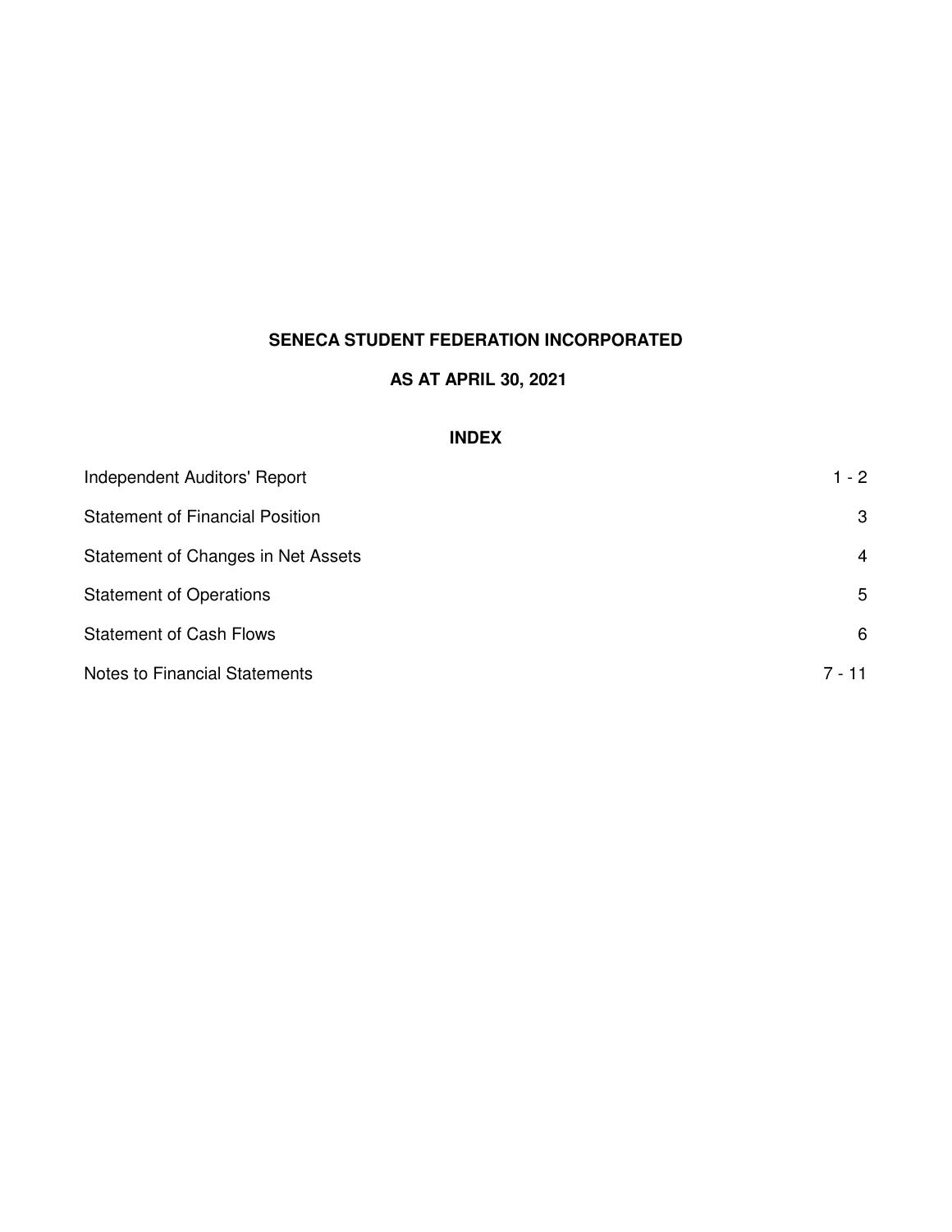# SENECA STUDENT FEDERATION INCORPORATED

## AS AT APRIL 30, 2021

### INDEX

| | |
|---|---|
| Independent Auditors' Report | 1 - 2 |
| Statement of Financial Position | 3 |
| Statement of Changes in Net Assets | 4 |
| Statement of Operations | 5 |
| Statement of Cash Flows | 6 |
| Notes to Financial Statements | 7 - 11 |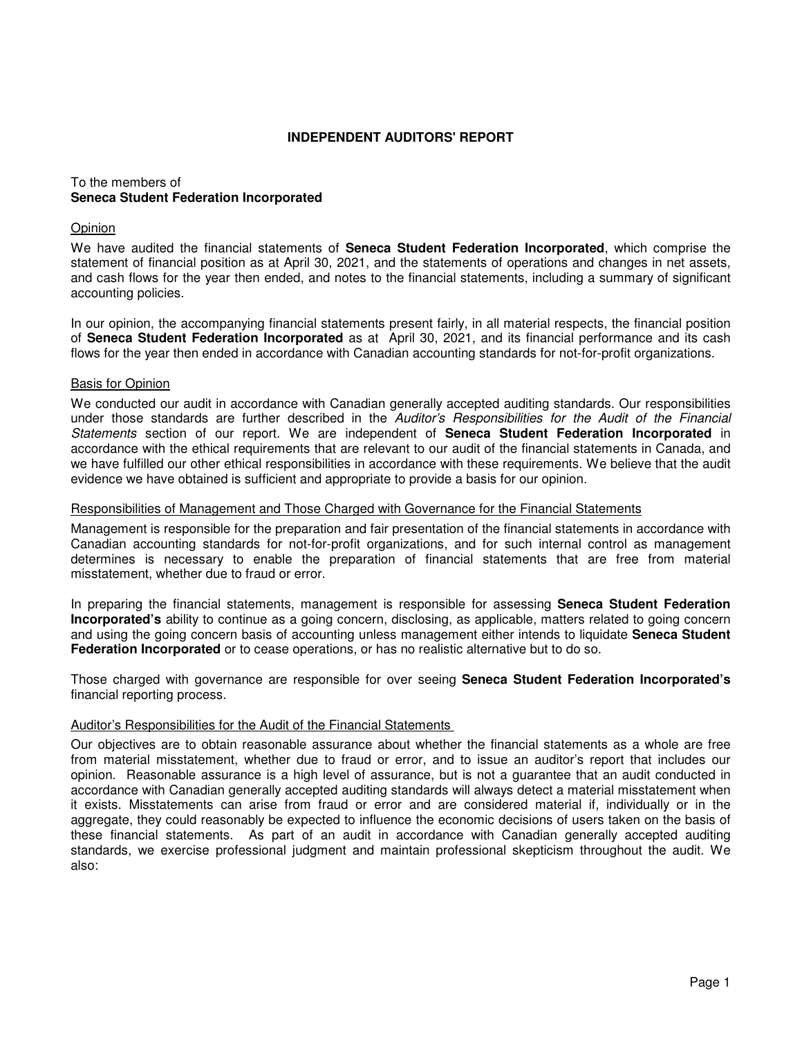## INDEPENDENT AUDITORS' REPORT

To the members of
**Seneca Student Federation Incorporated**

### Opinion

We have audited the financial statements of **Seneca Student Federation Incorporated**, which comprise the statement of financial position as at April 30, 2021, and the statements of operations and changes in net assets, and cash flows for the year then ended, and notes to the financial statements, including a summary of significant accounting policies.

In our opinion, the accompanying financial statements present fairly, in all material respects, the financial position of **Seneca Student Federation Incorporated** as at April 30, 2021, and its financial performance and its cash flows for the year then ended in accordance with Canadian accounting standards for not-for-profit organizations.

### Basis for Opinion

We conducted our audit in accordance with Canadian generally accepted auditing standards. Our responsibilities under those standards are further described in the *Auditor's Responsibilities for the Audit of the Financial Statements* section of our report. We are independent of **Seneca Student Federation Incorporated** in accordance with the ethical requirements that are relevant to our audit of the financial statements in Canada, and we have fulfilled our other ethical responsibilities in accordance with these requirements. We believe that the audit evidence we have obtained is sufficient and appropriate to provide a basis for our opinion.

### Responsibilities of Management and Those Charged with Governance for the Financial Statements

Management is responsible for the preparation and fair presentation of the financial statements in accordance with Canadian accounting standards for not-for-profit organizations, and for such internal control as management determines is necessary to enable the preparation of financial statements that are free from material misstatement, whether due to fraud or error.

In preparing the financial statements, management is responsible for assessing **Seneca Student Federation Incorporated's** ability to continue as a going concern, disclosing, as applicable, matters related to going concern and using the going concern basis of accounting unless management either intends to liquidate **Seneca Student Federation Incorporated** or to cease operations, or has no realistic alternative but to do so.

Those charged with governance are responsible for over seeing **Seneca Student Federation Incorporated's** financial reporting process.

### Auditor's Responsibilities for the Audit of the Financial Statements

Our objectives are to obtain reasonable assurance about whether the financial statements as a whole are free from material misstatement, whether due to fraud or error, and to issue an auditor's report that includes our opinion. Reasonable assurance is a high level of assurance, but is not a guarantee that an audit conducted in accordance with Canadian generally accepted auditing standards will always detect a material misstatement when it exists. Misstatements can arise from fraud or error and are considered material if, individually or in the aggregate, they could reasonably be expected to influence the economic decisions of users taken on the basis of these financial statements. As part of an audit in accordance with Canadian generally accepted auditing standards, we exercise professional judgment and maintain professional skepticism throughout the audit. We also: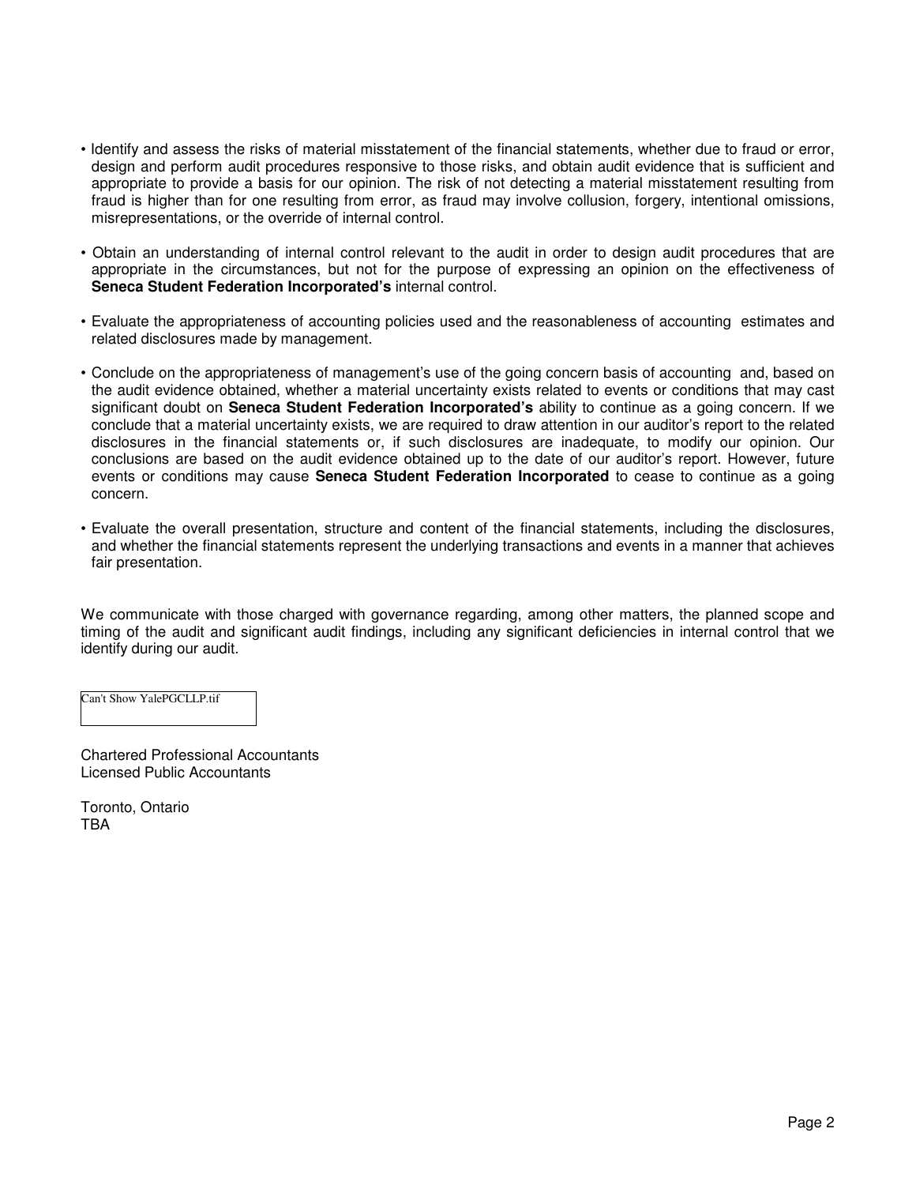- Identify and assess the risks of material misstatement of the financial statements, whether due to fraud or error, design and perform audit procedures responsive to those risks, and obtain audit evidence that is sufficient and appropriate to provide a basis for our opinion. The risk of not detecting a material misstatement resulting from fraud is higher than for one resulting from error, as fraud may involve collusion, forgery, intentional omissions, misrepresentations, or the override of internal control.

- Obtain an understanding of internal control relevant to the audit in order to design audit procedures that are appropriate in the circumstances, but not for the purpose of expressing an opinion on the effectiveness of **Seneca Student Federation Incorporated's** internal control.

- Evaluate the appropriateness of accounting policies used and the reasonableness of accounting estimates and related disclosures made by management.

- Conclude on the appropriateness of management's use of the going concern basis of accounting and, based on the audit evidence obtained, whether a material uncertainty exists related to events or conditions that may cast significant doubt on **Seneca Student Federation Incorporated's** ability to continue as a going concern. If we conclude that a material uncertainty exists, we are required to draw attention in our auditor's report to the related disclosures in the financial statements or, if such disclosures are inadequate, to modify our opinion. Our conclusions are based on the audit evidence obtained up to the date of our auditor's report. However, future events or conditions may cause **Seneca Student Federation Incorporated** to cease to continue as a going concern.

- Evaluate the overall presentation, structure and content of the financial statements, including the disclosures, and whether the financial statements represent the underlying transactions and events in a manner that achieves fair presentation.

We communicate with those charged with governance regarding, among other matters, the planned scope and timing of the audit and significant audit findings, including any significant deficiencies in internal control that we identify during our audit.

Can't Show YalePGCLLP.tif

Chartered Professional Accountants
Licensed Public Accountants

Toronto, Ontario
TBA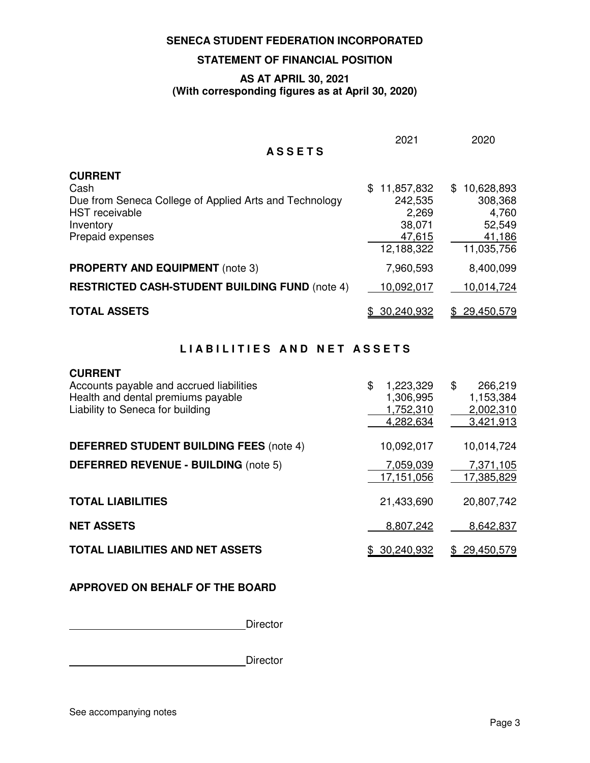# SENECA STUDENT FEDERATION INCORPORATED

## STATEMENT OF FINANCIAL POSITION

### AS AT APRIL 30, 2021
### (With corresponding figures as at April 30, 2020)

| **ASSETS** | 2021 | 2020 |
|---|---|---|
| **CURRENT** | | |
| Cash | $ 11,857,832 | $ 10,628,893 |
| Due from Seneca College of Applied Arts and Technology | 242,535 | 308,368 |
| HST receivable | 2,269 | 4,760 |
| Inventory | 38,071 | 52,549 |
| Prepaid expenses | 47,615 | 41,186 |
| | 12,188,322 | 11,035,756 |
| **PROPERTY AND EQUIPMENT** (note 3) | 7,960,593 | 8,400,099 |
| **RESTRICTED CASH-STUDENT BUILDING FUND** (note 4) | 10,092,017 | 10,014,724 |
| **TOTAL ASSETS** | $ 30,240,932 | $ 29,450,579 |

| **LIABILITIES AND NET ASSETS** | 2021 | 2020 |
|---|---|---|
| **CURRENT** | | |
| Accounts payable and accrued liabilities | $ 1,223,329 | $ 266,219 |
| Health and dental premiums payable | 1,306,995 | 1,153,384 |
| Liability to Seneca for building | 1,752,310 | 2,002,310 |
| | 4,282,634 | 3,421,913 |
| **DEFERRED STUDENT BUILDING FEES** (note 4) | 10,092,017 | 10,014,724 |
| **DEFERRED REVENUE - BUILDING** (note 5) | 7,059,039 | 7,371,105 |
| | 17,151,056 | 17,385,829 |
| **TOTAL LIABILITIES** | 21,433,690 | 20,807,742 |
| **NET ASSETS** | 8,807,242 | 8,642,837 |
| **TOTAL LIABILITIES AND NET ASSETS** | $ 30,240,932 | $ 29,450,579 |

**APPROVED ON BEHALF OF THE BOARD**

\_\_\_\_\_\_\_\_\_\_\_\_\_\_\_\_\_\_\_\_\_\_\_\_\_\_\_\_\_\_ Director

\_\_\_\_\_\_\_\_\_\_\_\_\_\_\_\_\_\_\_\_\_\_\_\_\_\_\_\_\_\_ Director

See accompanying notes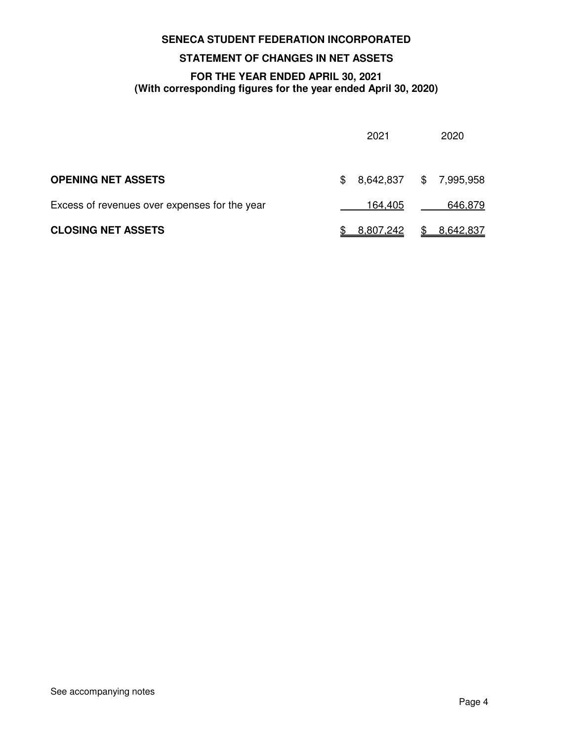**SENECA STUDENT FEDERATION INCORPORATED**

**STATEMENT OF CHANGES IN NET ASSETS**

**FOR THE YEAR ENDED APRIL 30, 2021**
**(With corresponding figures for the year ended April 30, 2020)**

| | 2021 | 2020 |
|---|---|---|
| **OPENING NET ASSETS** | $ 8,642,837 | $ 7,995,958 |
| Excess of revenues over expenses for the year | 164,405 | 646,879 |
| **CLOSING NET ASSETS** | $ 8,807,242 | $ 8,642,837 |

See accompanying notes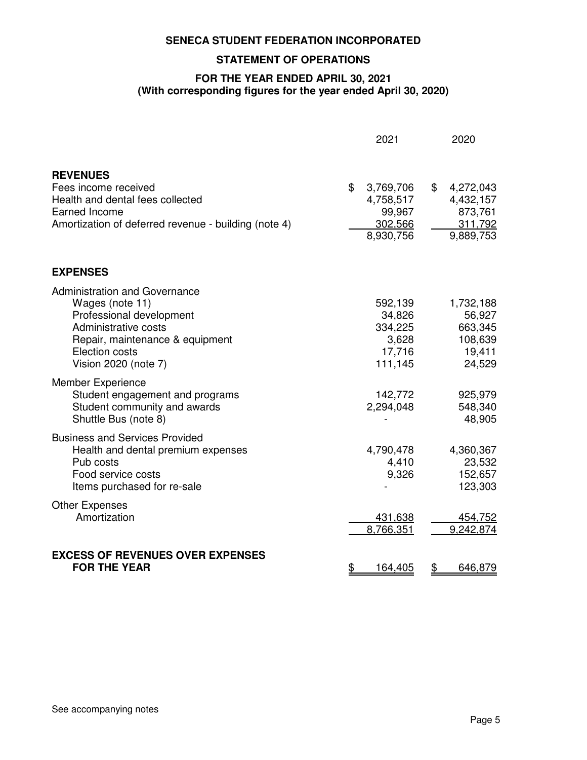**SENECA STUDENT FEDERATION INCORPORATED**

**STATEMENT OF OPERATIONS**

**FOR THE YEAR ENDED APRIL 30, 2021**
**(With corresponding figures for the year ended April 30, 2020)**

| | 2021 | 2020 |
|---|---|---|
| **REVENUES** | | |
| Fees income received | $ 3,769,706 | $ 4,272,043 |
| Health and dental fees collected | 4,758,517 | 4,432,157 |
| Earned Income | 99,967 | 873,761 |
| Amortization of deferred revenue - building (note 4) | 302,566 | 311,792 |
| | 8,930,756 | 9,889,753 |
| **EXPENSES** | | |
| Administration and Governance | | |
| Wages (note 11) | 592,139 | 1,732,188 |
| Professional development | 34,826 | 56,927 |
| Administrative costs | 334,225 | 663,345 |
| Repair, maintenance & equipment | 3,628 | 108,639 |
| Election costs | 17,716 | 19,411 |
| Vision 2020 (note 7) | 111,145 | 24,529 |
| Member Experience | | |
| Student engagement and programs | 142,772 | 925,979 |
| Student community and awards | 2,294,048 | 548,340 |
| Shuttle Bus (note 8) | - | 48,905 |
| Business and Services Provided | | |
| Health and dental premium expenses | 4,790,478 | 4,360,367 |
| Pub costs | 4,410 | 23,532 |
| Food service costs | 9,326 | 152,657 |
| Items purchased for re-sale | - | 123,303 |
| Other Expenses | | |
| Amortization | 431,638 | 454,752 |
| | 8,766,351 | 9,242,874 |
| **EXCESS OF REVENUES OVER EXPENSES FOR THE YEAR** | $ 164,405 | $ 646,879 |

See accompanying notes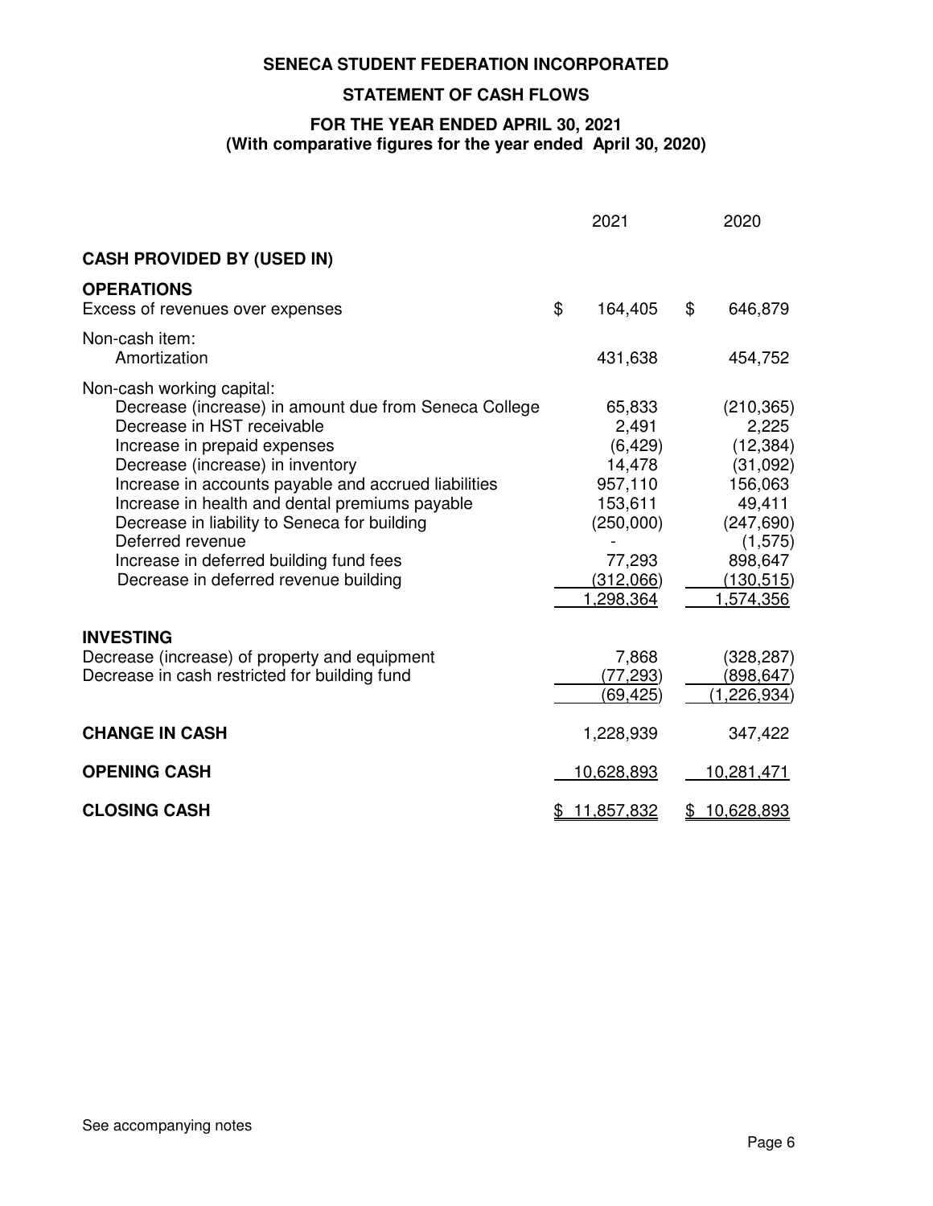**SENECA STUDENT FEDERATION INCORPORATED**

**STATEMENT OF CASH FLOWS**

**FOR THE YEAR ENDED APRIL 30, 2021**
**(With comparative figures for the year ended April 30, 2020)**

| | 2021 | 2020 |
|---|---|---|
| **CASH PROVIDED BY (USED IN)** | | |
| **OPERATIONS** | | |
| Excess of revenues over expenses | $ 164,405 | $ 646,879 |
| Non-cash item: | | |
| Amortization | 431,638 | 454,752 |
| Non-cash working capital: | | |
| Decrease (increase) in amount due from Seneca College | 65,833 | (210,365) |
| Decrease in HST receivable | 2,491 | 2,225 |
| Increase in prepaid expenses | (6,429) | (12,384) |
| Decrease (increase) in inventory | 14,478 | (31,092) |
| Increase in accounts payable and accrued liabilities | 957,110 | 156,063 |
| Increase in health and dental premiums payable | 153,611 | 49,411 |
| Decrease in liability to Seneca for building | (250,000) | (247,690) |
| Deferred revenue | - | (1,575) |
| Increase in deferred building fund fees | 77,293 | 898,647 |
| Decrease in deferred revenue building | (312,066) | (130,515) |
| | 1,298,364 | 1,574,356 |
| **INVESTING** | | |
| Decrease (increase) of property and equipment | 7,868 | (328,287) |
| Decrease in cash restricted for building fund | (77,293) | (898,647) |
| | (69,425) | (1,226,934) |
| **CHANGE IN CASH** | 1,228,939 | 347,422 |
| **OPENING CASH** | 10,628,893 | 10,281,471 |
| **CLOSING CASH** | $ 11,857,832 | $ 10,628,893 |

See accompanying notes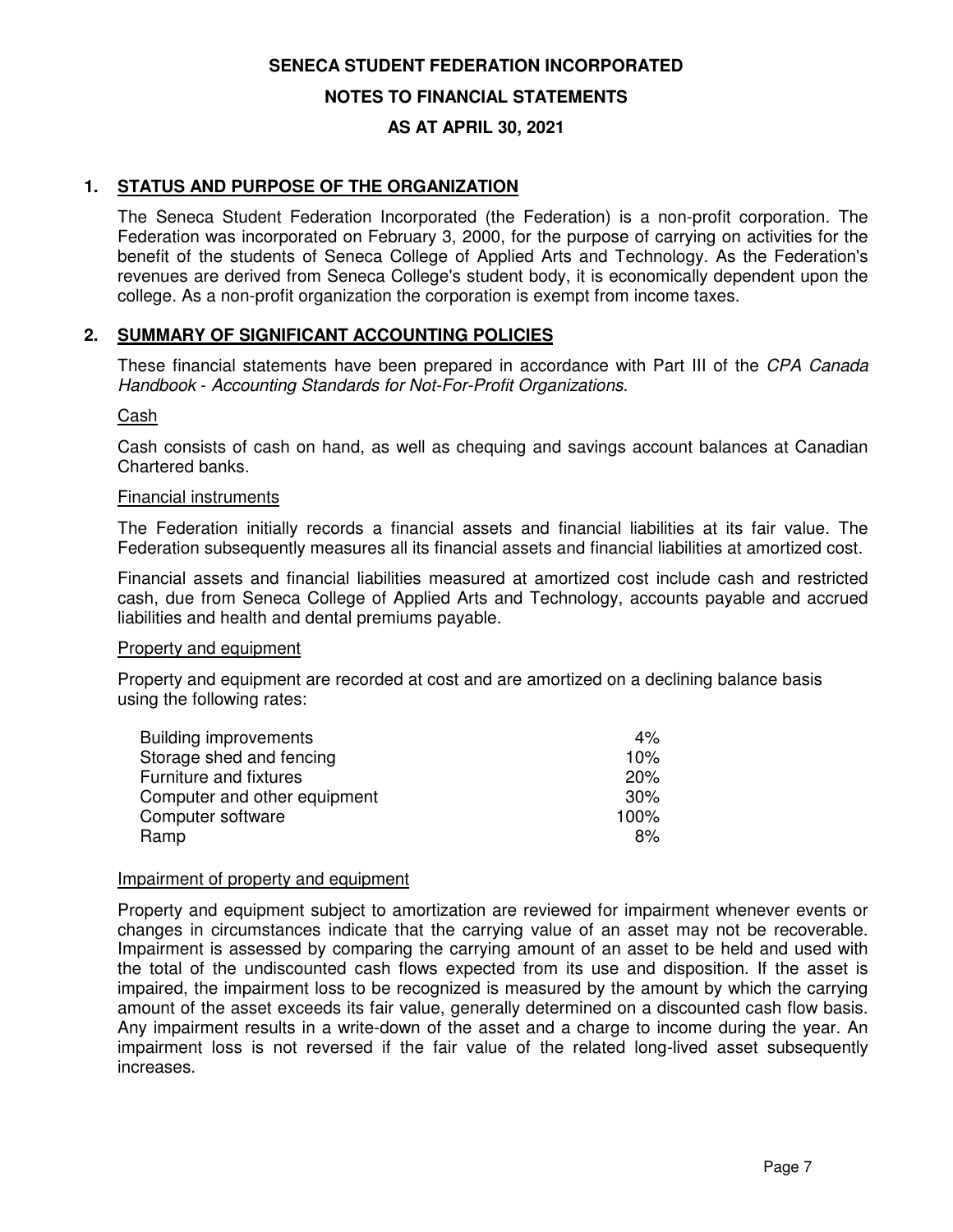**SENECA STUDENT FEDERATION INCORPORATED**

**NOTES TO FINANCIAL STATEMENTS**

**AS AT APRIL 30, 2021**

## 1. STATUS AND PURPOSE OF THE ORGANIZATION

The Seneca Student Federation Incorporated (the Federation) is a non-profit corporation. The Federation was incorporated on February 3, 2000, for the purpose of carrying on activities for the benefit of the students of Seneca College of Applied Arts and Technology. As the Federation's revenues are derived from Seneca College's student body, it is economically dependent upon the college. As a non-profit organization the corporation is exempt from income taxes.

## 2. SUMMARY OF SIGNIFICANT ACCOUNTING POLICIES

These financial statements have been prepared in accordance with Part III of the *CPA Canada Handbook - Accounting Standards for Not-For-Profit Organizations*.

Cash

Cash consists of cash on hand, as well as chequing and savings account balances at Canadian Chartered banks.

Financial instruments

The Federation initially records a financial assets and financial liabilities at its fair value. The Federation subsequently measures all its financial assets and financial liabilities at amortized cost.

Financial assets and financial liabilities measured at amortized cost include cash and restricted cash, due from Seneca College of Applied Arts and Technology, accounts payable and accrued liabilities and health and dental premiums payable.

Property and equipment

Property and equipment are recorded at cost and are amortized on a declining balance basis using the following rates:

| | |
|---|---|
| Building improvements | 4% |
| Storage shed and fencing | 10% |
| Furniture and fixtures | 20% |
| Computer and other equipment | 30% |
| Computer software | 100% |
| Ramp | 8% |

Impairment of property and equipment

Property and equipment subject to amortization are reviewed for impairment whenever events or changes in circumstances indicate that the carrying value of an asset may not be recoverable. Impairment is assessed by comparing the carrying amount of an asset to be held and used with the total of the undiscounted cash flows expected from its use and disposition. If the asset is impaired, the impairment loss to be recognized is measured by the amount by which the carrying amount of the asset exceeds its fair value, generally determined on a discounted cash flow basis. Any impairment results in a write-down of the asset and a charge to income during the year. An impairment loss is not reversed if the fair value of the related long-lived asset subsequently increases.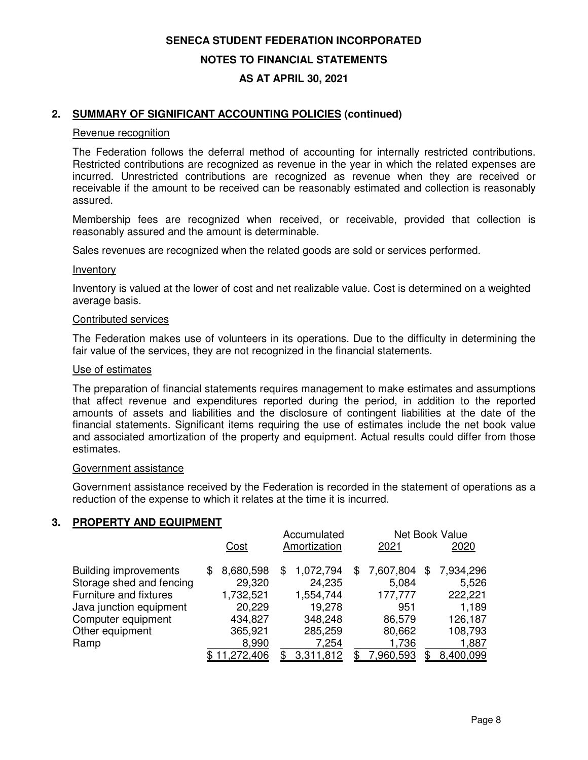**SENECA STUDENT FEDERATION INCORPORATED**

**NOTES TO FINANCIAL STATEMENTS**

**AS AT APRIL 30, 2021**

## 2. SUMMARY OF SIGNIFICANT ACCOUNTING POLICIES (continued)

### Revenue recognition

The Federation follows the deferral method of accounting for internally restricted contributions. Restricted contributions are recognized as revenue in the year in which the related expenses are incurred. Unrestricted contributions are recognized as revenue when they are received or receivable if the amount to be received can be reasonably estimated and collection is reasonably assured.

Membership fees are recognized when received, or receivable, provided that collection is reasonably assured and the amount is determinable.

Sales revenues are recognized when the related goods are sold or services performed.

### Inventory

Inventory is valued at the lower of cost and net realizable value. Cost is determined on a weighted average basis.

### Contributed services

The Federation makes use of volunteers in its operations. Due to the difficulty in determining the fair value of the services, they are not recognized in the financial statements.

### Use of estimates

The preparation of financial statements requires management to make estimates and assumptions that affect revenue and expenditures reported during the period, in addition to the reported amounts of assets and liabilities and the disclosure of contingent liabilities at the date of the financial statements. Significant items requiring the use of estimates include the net book value and associated amortization of the property and equipment. Actual results could differ from those estimates.

### Government assistance

Government assistance received by the Federation is recorded in the statement of operations as a reduction of the expense to which it relates at the time it is incurred.

## 3. PROPERTY AND EQUIPMENT

| | Cost | Accumulated Amortization | Net Book Value 2021 | Net Book Value 2020 |
|---|---|---|---|---|
| Building improvements | $ 8,680,598 | $ 1,072,794 | $ 7,607,804 | $ 7,934,296 |
| Storage shed and fencing | 29,320 | 24,235 | 5,084 | 5,526 |
| Furniture and fixtures | 1,732,521 | 1,554,744 | 177,777 | 222,221 |
| Java junction equipment | 20,229 | 19,278 | 951 | 1,189 |
| Computer equipment | 434,827 | 348,248 | 86,579 | 126,187 |
| Other equipment | 365,921 | 285,259 | 80,662 | 108,793 |
| Ramp | 8,990 | 7,254 | 1,736 | 1,887 |
| | $ 11,272,406 | $ 3,311,812 | $ 7,960,593 | $ 8,400,099 |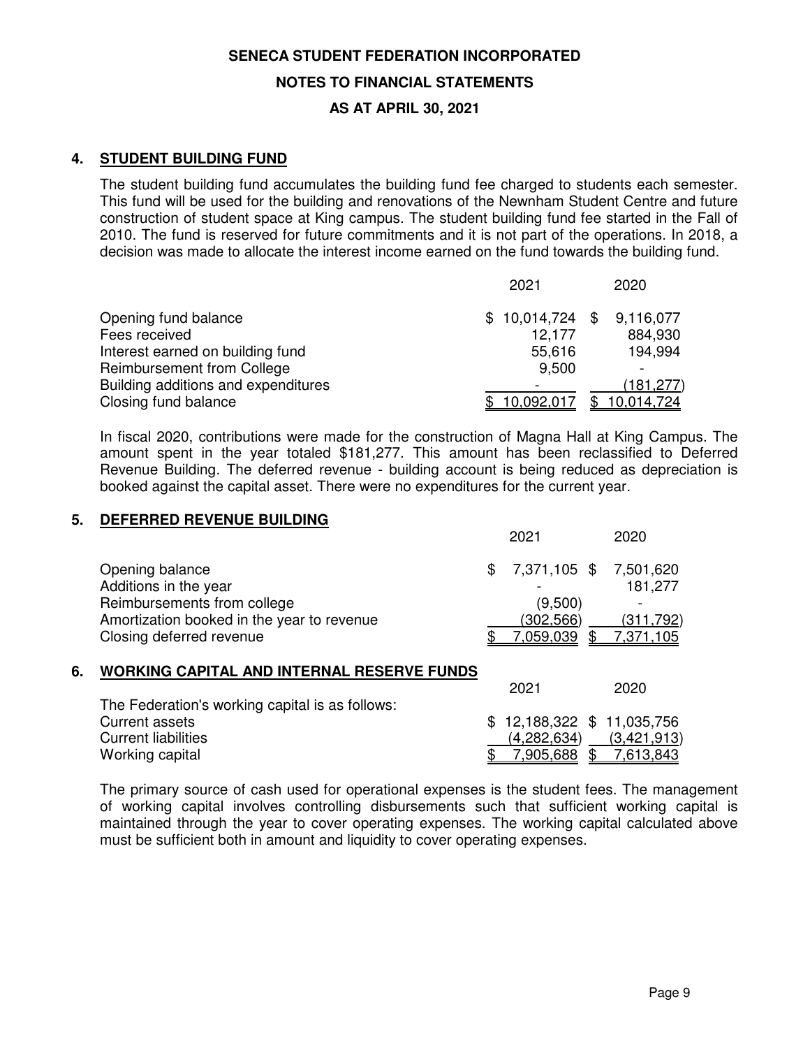**SENECA STUDENT FEDERATION INCORPORATED**

**NOTES TO FINANCIAL STATEMENTS**

**AS AT APRIL 30, 2021**

## 4. STUDENT BUILDING FUND

The student building fund accumulates the building fund fee charged to students each semester. This fund will be used for the building and renovations of the Newnham Student Centre and future construction of student space at King campus. The student building fund fee started in the Fall of 2010. The fund is reserved for future commitments and it is not part of the operations. In 2018, a decision was made to allocate the interest income earned on the fund towards the building fund.

| | 2021 | 2020 |
|---|---|---|
| Opening fund balance | $ 10,014,724 | $ 9,116,077 |
| Fees received | 12,177 | 884,930 |
| Interest earned on building fund | 55,616 | 194,994 |
| Reimbursement from College | 9,500 | - |
| Building additions and expenditures | - | (181,277) |
| Closing fund balance | $ 10,092,017 | $ 10,014,724 |

In fiscal 2020, contributions were made for the construction of Magna Hall at King Campus. The amount spent in the year totaled $181,277. This amount has been reclassified to Deferred Revenue Building. The deferred revenue - building account is being reduced as depreciation is booked against the capital asset. There were no expenditures for the current year.

## 5. DEFERRED REVENUE BUILDING

| | 2021 | 2020 |
|---|---|---|
| Opening balance | $ 7,371,105 | $ 7,501,620 |
| Additions in the year | - | 181,277 |
| Reimbursements from college | (9,500) | - |
| Amortization booked in the year to revenue | (302,566) | (311,792) |
| Closing deferred revenue | $ 7,059,039 | $ 7,371,105 |

## 6. WORKING CAPITAL AND INTERNAL RESERVE FUNDS

| | 2021 | 2020 |
|---|---|---|
| The Federation's working capital is as follows: | | |
| Current assets | $ 12,188,322 | $ 11,035,756 |
| Current liabilities | (4,282,634) | (3,421,913) |
| Working capital | $ 7,905,688 | $ 7,613,843 |

The primary source of cash used for operational expenses is the student fees. The management of working capital involves controlling disbursements such that sufficient working capital is maintained through the year to cover operating expenses. The working capital calculated above must be sufficient both in amount and liquidity to cover operating expenses.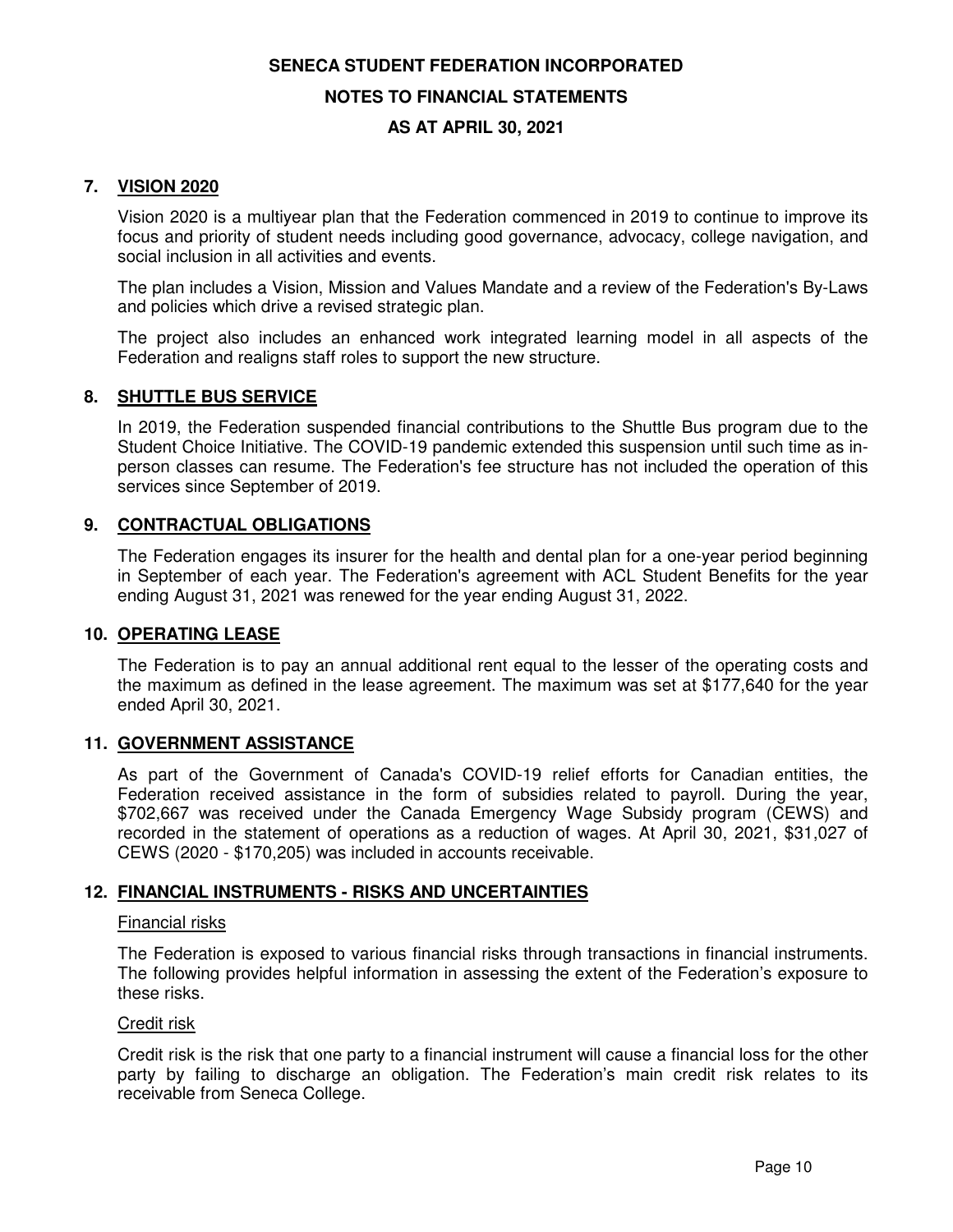# SENECA STUDENT FEDERATION INCORPORATED

## NOTES TO FINANCIAL STATEMENTS

## AS AT APRIL 30, 2021

### 7. VISION 2020

Vision 2020 is a multiyear plan that the Federation commenced in 2019 to continue to improve its focus and priority of student needs including good governance, advocacy, college navigation, and social inclusion in all activities and events.

The plan includes a Vision, Mission and Values Mandate and a review of the Federation's By-Laws and policies which drive a revised strategic plan.

The project also includes an enhanced work integrated learning model in all aspects of the Federation and realigns staff roles to support the new structure.

### 8. SHUTTLE BUS SERVICE

In 2019, the Federation suspended financial contributions to the Shuttle Bus program due to the Student Choice Initiative. The COVID-19 pandemic extended this suspension until such time as in-person classes can resume. The Federation's fee structure has not included the operation of this services since September of 2019.

### 9. CONTRACTUAL OBLIGATIONS

The Federation engages its insurer for the health and dental plan for a one-year period beginning in September of each year. The Federation's agreement with ACL Student Benefits for the year ending August 31, 2021 was renewed for the year ending August 31, 2022.

### 10. OPERATING LEASE

The Federation is to pay an annual additional rent equal to the lesser of the operating costs and the maximum as defined in the lease agreement. The maximum was set at $177,640 for the year ended April 30, 2021.

### 11. GOVERNMENT ASSISTANCE

As part of the Government of Canada's COVID-19 relief efforts for Canadian entities, the Federation received assistance in the form of subsidies related to payroll. During the year, $702,667 was received under the Canada Emergency Wage Subsidy program (CEWS) and recorded in the statement of operations as a reduction of wages. At April 30, 2021, $31,027 of CEWS (2020 - $170,205) was included in accounts receivable.

### 12. FINANCIAL INSTRUMENTS - RISKS AND UNCERTAINTIES

Financial risks

The Federation is exposed to various financial risks through transactions in financial instruments. The following provides helpful information in assessing the extent of the Federation's exposure to these risks.

Credit risk

Credit risk is the risk that one party to a financial instrument will cause a financial loss for the other party by failing to discharge an obligation. The Federation's main credit risk relates to its receivable from Seneca College.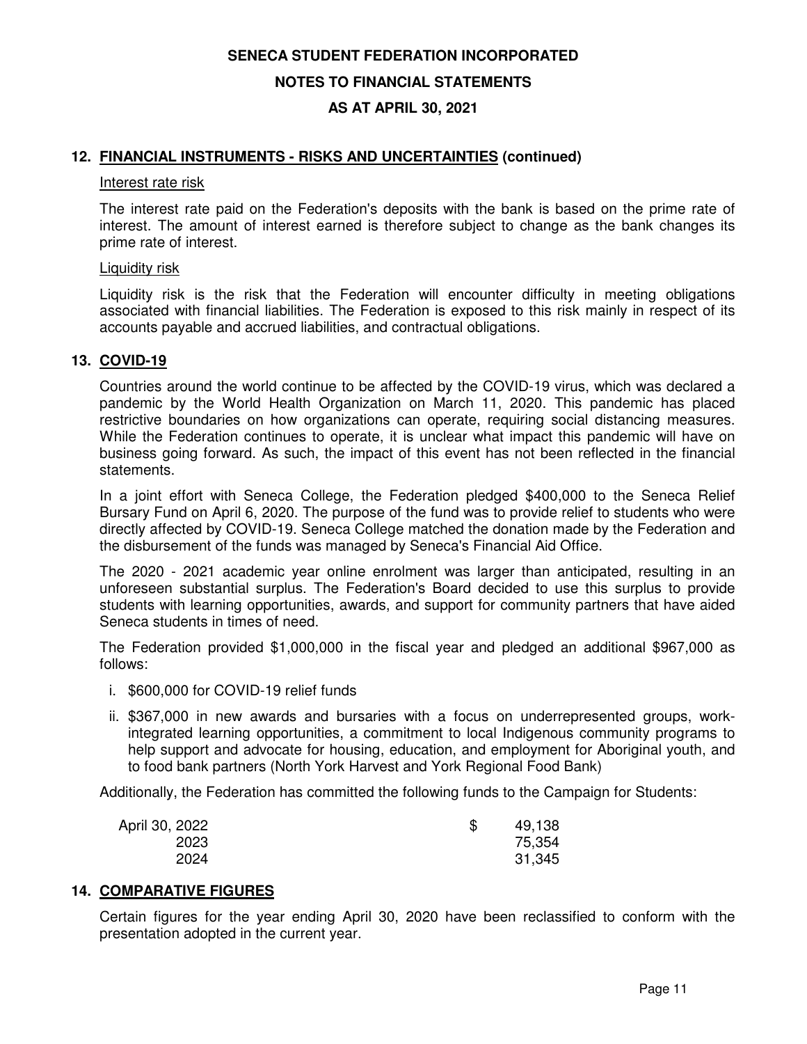**SENECA STUDENT FEDERATION INCORPORATED**

**NOTES TO FINANCIAL STATEMENTS**

**AS AT APRIL 30, 2021**

## 12. FINANCIAL INSTRUMENTS - RISKS AND UNCERTAINTIES (continued)

Interest rate risk

The interest rate paid on the Federation's deposits with the bank is based on the prime rate of interest. The amount of interest earned is therefore subject to change as the bank changes its prime rate of interest.

Liquidity risk

Liquidity risk is the risk that the Federation will encounter difficulty in meeting obligations associated with financial liabilities. The Federation is exposed to this risk mainly in respect of its accounts payable and accrued liabilities, and contractual obligations.

## 13. COVID-19

Countries around the world continue to be affected by the COVID-19 virus, which was declared a pandemic by the World Health Organization on March 11, 2020. This pandemic has placed restrictive boundaries on how organizations can operate, requiring social distancing measures. While the Federation continues to operate, it is unclear what impact this pandemic will have on business going forward. As such, the impact of this event has not been reflected in the financial statements.

In a joint effort with Seneca College, the Federation pledged $400,000 to the Seneca Relief Bursary Fund on April 6, 2020. The purpose of the fund was to provide relief to students who were directly affected by COVID-19. Seneca College matched the donation made by the Federation and the disbursement of the funds was managed by Seneca's Financial Aid Office.

The 2020 - 2021 academic year online enrolment was larger than anticipated, resulting in an unforeseen substantial surplus. The Federation's Board decided to use this surplus to provide students with learning opportunities, awards, and support for community partners that have aided Seneca students in times of need.

The Federation provided $1,000,000 in the fiscal year and pledged an additional $967,000 as follows:

i. $600,000 for COVID-19 relief funds

ii. $367,000 in new awards and bursaries with a focus on underrepresented groups, work-integrated learning opportunities, a commitment to local Indigenous community programs to help support and advocate for housing, education, and employment for Aboriginal youth, and to food bank partners (North York Harvest and York Regional Food Bank)

Additionally, the Federation has committed the following funds to the Campaign for Students:

| | |
|---|---|
| April 30, 2022 | $ 49,138 |
| 2023 | 75,354 |
| 2024 | 31,345 |

## 14. COMPARATIVE FIGURES

Certain figures for the year ending April 30, 2020 have been reclassified to conform with the presentation adopted in the current year.